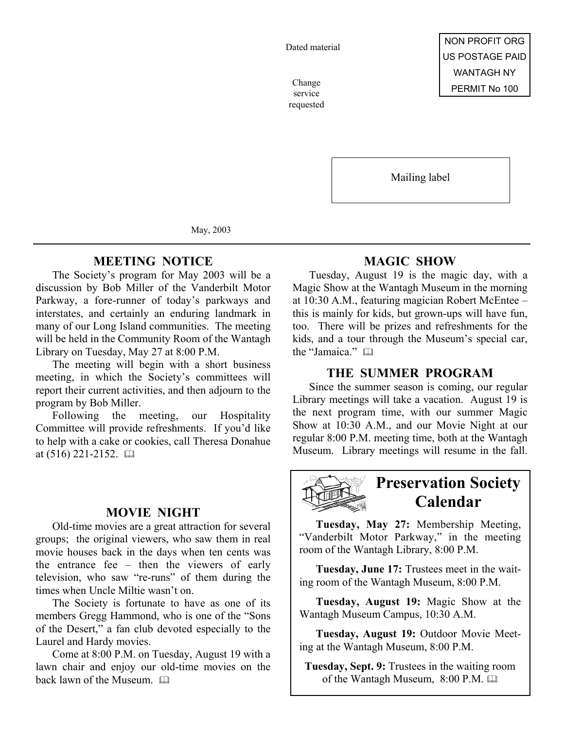Dated material

Change service requested

NON PROFIT ORG
US POSTAGE PAID
WANTAGH NY
PERMIT No 100

Mailing label

May, 2003

## MEETING NOTICE

The Society's program for May 2003 will be a discussion by Bob Miller of the Vanderbilt Motor Parkway, a fore-runner of today's parkways and interstates, and certainly an enduring landmark in many of our Long Island communities. The meeting will be held in the Community Room of the Wantagh Library on Tuesday, May 27 at 8:00 P.M.

The meeting will begin with a short business meeting, in which the Society's committees will report their current activities, and then adjourn to the program by Bob Miller.

Following the meeting, our Hospitality Committee will provide refreshments. If you'd like to help with a cake or cookies, call Theresa Donahue at (516) 221-2152. 🕮

## MOVIE NIGHT

Old-time movies are a great attraction for several groups; the original viewers, who saw them in real movie houses back in the days when ten cents was the entrance fee – then the viewers of early television, who saw "re-runs" of them during the times when Uncle Miltie wasn't on.

The Society is fortunate to have as one of its members Gregg Hammond, who is one of the "Sons of the Desert," a fan club devoted especially to the Laurel and Hardy movies.

Come at 8:00 P.M. on Tuesday, August 19 with a lawn chair and enjoy our old-time movies on the back lawn of the Museum. 🕮

## MAGIC SHOW

Tuesday, August 19 is the magic day, with a Magic Show at the Wantagh Museum in the morning at 10:30 A.M., featuring magician Robert McEntee – this is mainly for kids, but grown-ups will have fun, too. There will be prizes and refreshments for the kids, and a tour through the Museum's special car, the "Jamaica." 🕮

## THE SUMMER PROGRAM

Since the summer season is coming, our regular Library meetings will take a vacation. August 19 is the next program time, with our summer Magic Show at 10:30 A.M., and our Movie Night at our regular 8:00 P.M. meeting time, both at the Wantagh Museum. Library meetings will resume in the fall.

## Preservation Society Calendar

**Tuesday, May 27:** Membership Meeting, "Vanderbilt Motor Parkway," in the meeting room of the Wantagh Library, 8:00 P.M.

**Tuesday, June 17:** Trustees meet in the waiting room of the Wantagh Museum, 8:00 P.M.

**Tuesday, August 19:** Magic Show at the Wantagh Museum Campus, 10:30 A.M.

**Tuesday, August 19:** Outdoor Movie Meeting at the Wantagh Museum, 8:00 P.M.

**Tuesday, Sept. 9:** Trustees in the waiting room of the Wantagh Museum, 8:00 P.M. 🕮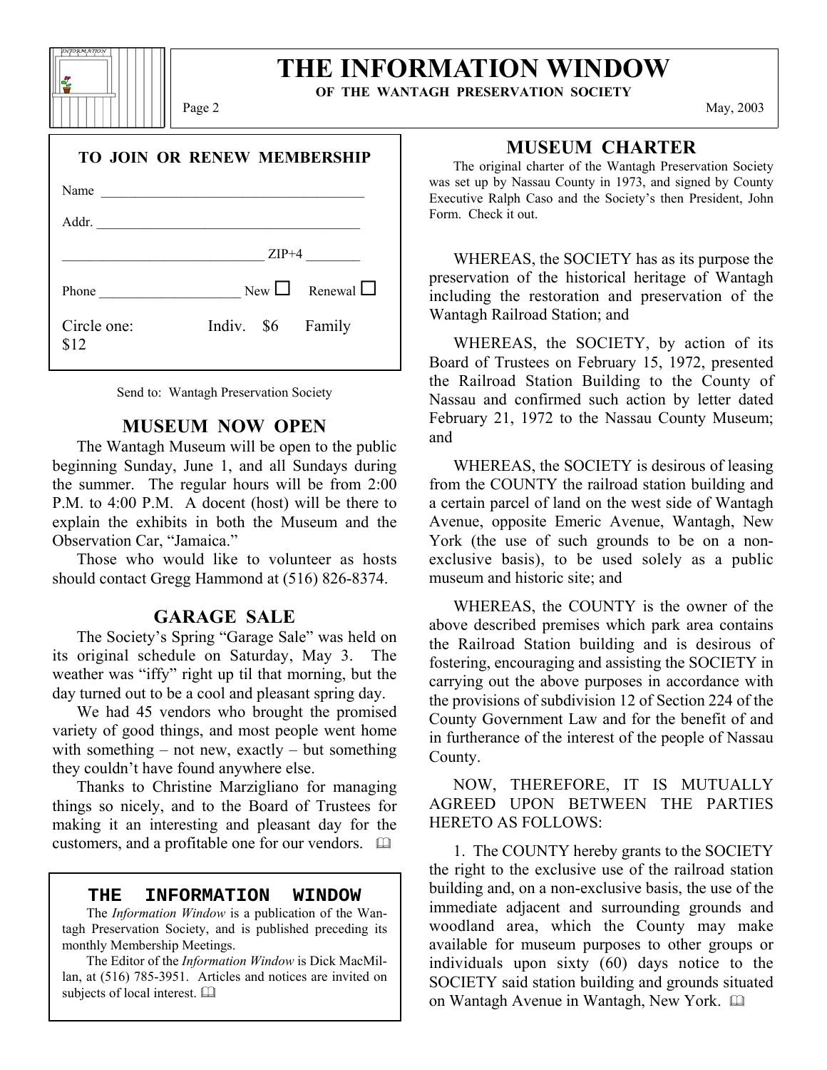# THE INFORMATION WINDOW

**OF THE WANTAGH PRESERVATION SOCIETY**

May, 2003

### TO JOIN OR RENEW MEMBERSHIP

Name ______________________________________

Addr. ______________________________________

______________________________ ZIP+4 ________

Phone ____________________ New ☐ Renewal ☐

Circle one: Indiv. $6 Family $12

Send to: Wantagh Preservation Society

## MUSEUM NOW OPEN

The Wantagh Museum will be open to the public beginning Sunday, June 1, and all Sundays during the summer. The regular hours will be from 2:00 P.M. to 4:00 P.M. A docent (host) will be there to explain the exhibits in both the Museum and the Observation Car, "Jamaica."

Those who would like to volunteer as hosts should contact Gregg Hammond at (516) 826-8374.

## GARAGE SALE

The Society's Spring "Garage Sale" was held on its original schedule on Saturday, May 3. The weather was "iffy" right up til that morning, but the day turned out to be a cool and pleasant spring day.

We had 45 vendors who brought the promised variety of good things, and most people went home with something – not new, exactly – but something they couldn't have found anywhere else.

Thanks to Christine Marzigliano for managing things so nicely, and to the Board of Trustees for making it an interesting and pleasant day for the customers, and a profitable one for our vendors.

### THE INFORMATION WINDOW

The *Information Window* is a publication of the Wantagh Preservation Society, and is published preceding its monthly Membership Meetings.

The Editor of the *Information Window* is Dick MacMillan, at (516) 785-3951. Articles and notices are invited on subjects of local interest.

## MUSEUM CHARTER

The original charter of the Wantagh Preservation Society was set up by Nassau County in 1973, and signed by County Executive Ralph Caso and the Society's then President, John Form. Check it out.

WHEREAS, the SOCIETY has as its purpose the preservation of the historical heritage of Wantagh including the restoration and preservation of the Wantagh Railroad Station; and

WHEREAS, the SOCIETY, by action of its Board of Trustees on February 15, 1972, presented the Railroad Station Building to the County of Nassau and confirmed such action by letter dated February 21, 1972 to the Nassau County Museum; and

WHEREAS, the SOCIETY is desirous of leasing from the COUNTY the railroad station building and a certain parcel of land on the west side of Wantagh Avenue, opposite Emeric Avenue, Wantagh, New York (the use of such grounds to be on a non-exclusive basis), to be used solely as a public museum and historic site; and

WHEREAS, the COUNTY is the owner of the above described premises which park area contains the Railroad Station building and is desirous of fostering, encouraging and assisting the SOCIETY in carrying out the above purposes in accordance with the provisions of subdivision 12 of Section 224 of the County Government Law and for the benefit of and in furtherance of the interest of the people of Nassau County.

NOW, THEREFORE, IT IS MUTUALLY AGREED UPON BETWEEN THE PARTIES HERETO AS FOLLOWS:

1. The COUNTY hereby grants to the SOCIETY the right to the exclusive use of the railroad station building and, on a non-exclusive basis, the use of the immediate adjacent and surrounding grounds and woodland area, which the County may make available for museum purposes to other groups or individuals upon sixty (60) days notice to the SOCIETY said station building and grounds situated on Wantagh Avenue in Wantagh, New York.